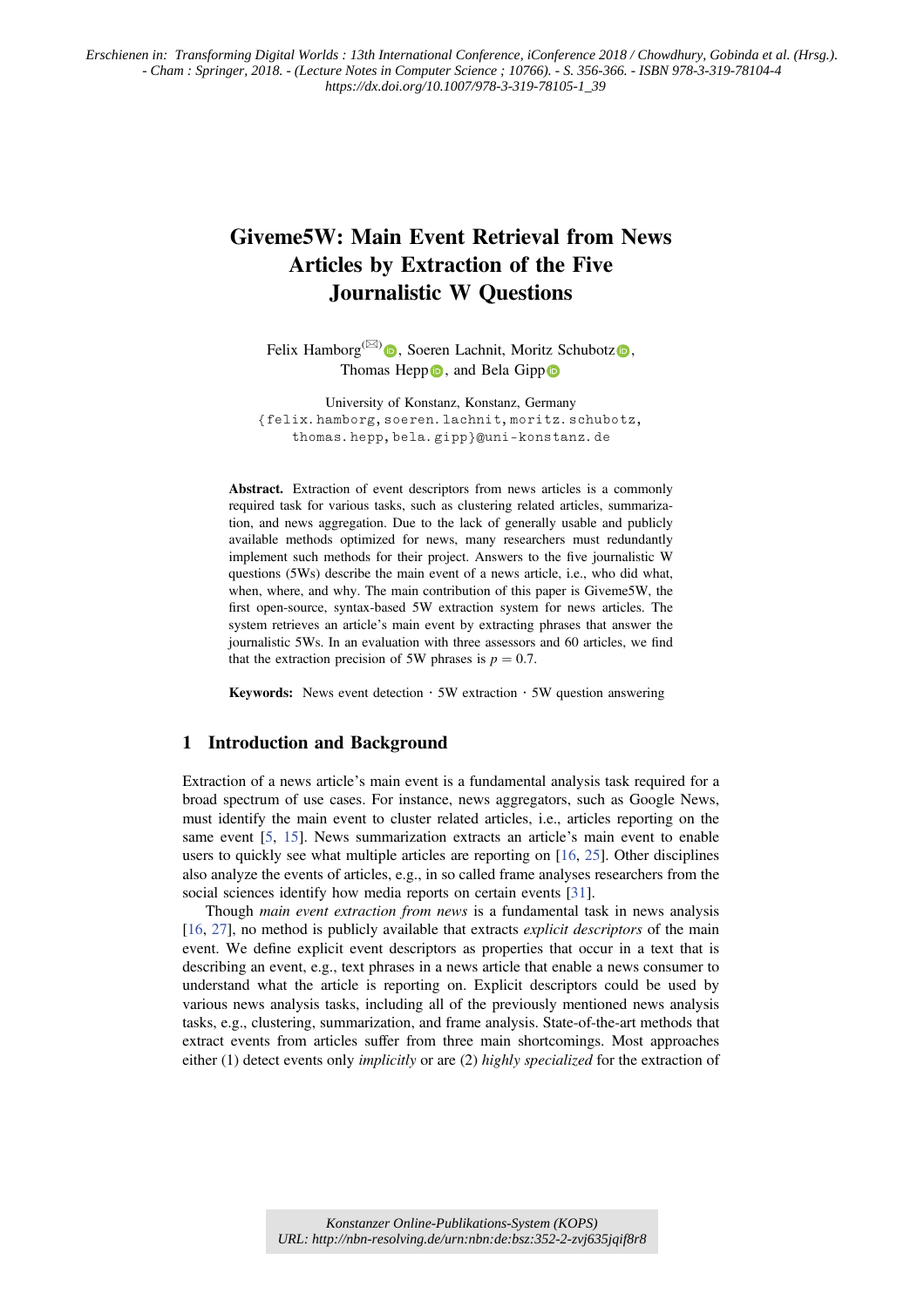Erschienen in: Transforming Digital Worlds : 13th International Conference, iConference 2018 / Chowdhury, Gobinda et al. (Hrsg.). - Cham : Springer, 2018. - (Lecture Notes in Computer Science ; 10766). - S. 356-366. - ISBN 978-3-319-78104-4
https://dx.doi.org/10.1007/978-3-319-78105-1_39

# Giveme5W: Main Event Retrieval from News Articles by Extraction of the Five Journalistic W Questions

Felix Hamborg(✉), Soeren Lachnit, Moritz Schubotz, Thomas Hepp, and Bela Gipp

University of Konstanz, Konstanz, Germany
{felix.hamborg, soeren.lachnit, moritz.schubotz, thomas.hepp, bela.gipp}@uni-konstanz.de

**Abstract.** Extraction of event descriptors from news articles is a commonly required task for various tasks, such as clustering related articles, summarization, and news aggregation. Due to the lack of generally usable and publicly available methods optimized for news, many researchers must redundantly implement such methods for their project. Answers to the five journalistic W questions (5Ws) describe the main event of a news article, i.e., who did what, when, where, and why. The main contribution of this paper is Giveme5W, the first open-source, syntax-based 5W extraction system for news articles. The system retrieves an article's main event by extracting phrases that answer the journalistic 5Ws. In an evaluation with three assessors and 60 articles, we find that the extraction precision of 5W phrases is $p = 0.7$.

**Keywords:** News event detection · 5W extraction · 5W question answering

## 1 Introduction and Background

Extraction of a news article's main event is a fundamental analysis task required for a broad spectrum of use cases. For instance, news aggregators, such as Google News, must identify the main event to cluster related articles, i.e., articles reporting on the same event [5, 15]. News summarization extracts an article's main event to enable users to quickly see what multiple articles are reporting on [16, 25]. Other disciplines also analyze the events of articles, e.g., in so called frame analyses researchers from the social sciences identify how media reports on certain events [31].

Though *main event extraction from news* is a fundamental task in news analysis [16, 27], no method is publicly available that extracts *explicit descriptors* of the main event. We define explicit event descriptors as properties that occur in a text that is describing an event, e.g., text phrases in a news article that enable a news consumer to understand what the article is reporting on. Explicit descriptors could be used by various news analysis tasks, including all of the previously mentioned news analysis tasks, e.g., clustering, summarization, and frame analysis. State-of-the-art methods that extract events from articles suffer from three main shortcomings. Most approaches either (1) detect events only *implicitly* or are (2) *highly specialized* for the extraction of

Konstanzer Online-Publikations-System (KOPS)
URL: http://nbn-resolving.de/urn:nbn:de:bsz:352-2-zvj635jqif8r8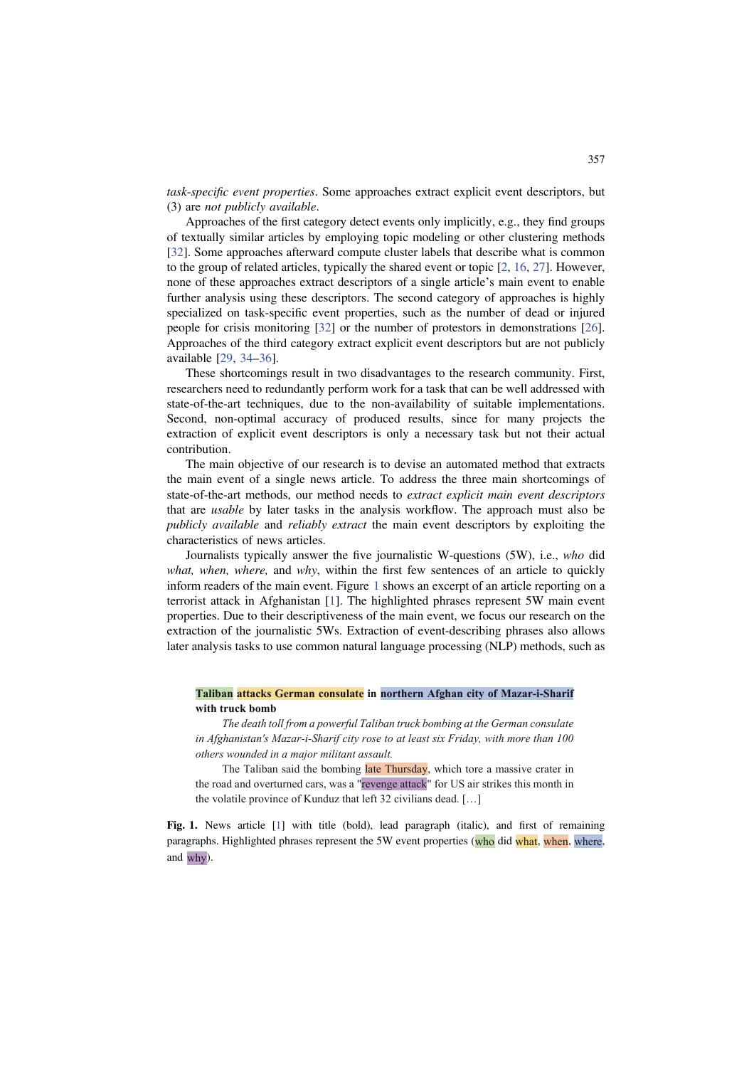*task-specific event properties*. Some approaches extract explicit event descriptors, but (3) are *not publicly available*.

Approaches of the first category detect events only implicitly, e.g., they find groups of textually similar articles by employing topic modeling or other clustering methods [32]. Some approaches afterward compute cluster labels that describe what is common to the group of related articles, typically the shared event or topic [2, 16, 27]. However, none of these approaches extract descriptors of a single article's main event to enable further analysis using these descriptors. The second category of approaches is highly specialized on task-specific event properties, such as the number of dead or injured people for crisis monitoring [32] or the number of protestors in demonstrations [26]. Approaches of the third category extract explicit event descriptors but are not publicly available [29, 34–36].

These shortcomings result in two disadvantages to the research community. First, researchers need to redundantly perform work for a task that can be well addressed with state-of-the-art techniques, due to the non-availability of suitable implementations. Second, non-optimal accuracy of produced results, since for many projects the extraction of explicit event descriptors is only a necessary task but not their actual contribution.

The main objective of our research is to devise an automated method that extracts the main event of a single news article. To address the three main shortcomings of state-of-the-art methods, our method needs to *extract explicit main event descriptors* that are *usable* by later tasks in the analysis workflow. The approach must also be *publicly available* and *reliably extract* the main event descriptors by exploiting the characteristics of news articles.

Journalists typically answer the five journalistic W-questions (5W), i.e., *who* did *what, when, where,* and *why*, within the first few sentences of an article to quickly inform readers of the main event. Figure 1 shows an excerpt of an article reporting on a terrorist attack in Afghanistan [1]. The highlighted phrases represent 5W main event properties. Due to their descriptiveness of the main event, we focus our research on the extraction of the journalistic 5Ws. Extraction of event-describing phrases also allows later analysis tasks to use common natural language processing (NLP) methods, such as

> **Taliban attacks German consulate in northern Afghan city of Mazar-i-Sharif with truck bomb**
>
> *The death toll from a powerful Taliban truck bombing at the German consulate in Afghanistan's Mazar-i-Sharif city rose to at least six Friday, with more than 100 others wounded in a major militant assault.*
>
> The Taliban said the bombing late Thursday, which tore a massive crater in the road and overturned cars, was a "revenge attack" for US air strikes this month in the volatile province of Kunduz that left 32 civilians dead. […]

**Fig. 1.** News article [1] with title (bold), lead paragraph (italic), and first of remaining paragraphs. Highlighted phrases represent the 5W event properties (who did what, when, where, and why).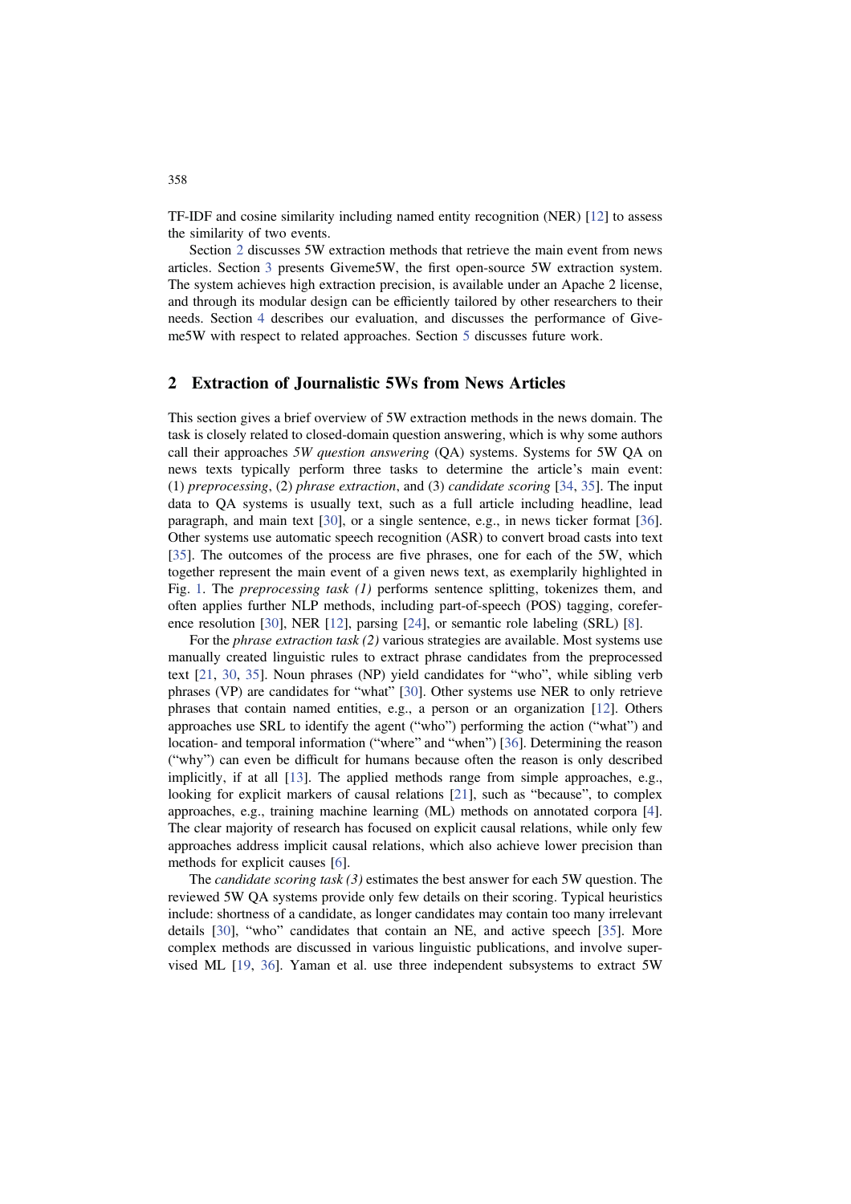TF-IDF and cosine similarity including named entity recognition (NER) [12] to assess the similarity of two events.

Section 2 discusses 5W extraction methods that retrieve the main event from news articles. Section 3 presents Giveme5W, the first open-source 5W extraction system. The system achieves high extraction precision, is available under an Apache 2 license, and through its modular design can be efficiently tailored by other researchers to their needs. Section 4 describes our evaluation, and discusses the performance of Giveme5W with respect to related approaches. Section 5 discusses future work.

## 2 Extraction of Journalistic 5Ws from News Articles

This section gives a brief overview of 5W extraction methods in the news domain. The task is closely related to closed-domain question answering, which is why some authors call their approaches *5W question answering* (QA) systems. Systems for 5W QA on news texts typically perform three tasks to determine the article's main event: (1) *preprocessing*, (2) *phrase extraction*, and (3) *candidate scoring* [34, 35]. The input data to QA systems is usually text, such as a full article including headline, lead paragraph, and main text [30], or a single sentence, e.g., in news ticker format [36]. Other systems use automatic speech recognition (ASR) to convert broad casts into text [35]. The outcomes of the process are five phrases, one for each of the 5W, which together represent the main event of a given news text, as exemplarily highlighted in Fig. 1. The *preprocessing task (1)* performs sentence splitting, tokenizes them, and often applies further NLP methods, including part-of-speech (POS) tagging, coreference resolution [30], NER [12], parsing [24], or semantic role labeling (SRL) [8].

For the *phrase extraction task (2)* various strategies are available. Most systems use manually created linguistic rules to extract phrase candidates from the preprocessed text [21, 30, 35]. Noun phrases (NP) yield candidates for "who", while sibling verb phrases (VP) are candidates for "what" [30]. Other systems use NER to only retrieve phrases that contain named entities, e.g., a person or an organization [12]. Others approaches use SRL to identify the agent ("who") performing the action ("what") and location- and temporal information ("where" and "when") [36]. Determining the reason ("why") can even be difficult for humans because often the reason is only described implicitly, if at all [13]. The applied methods range from simple approaches, e.g., looking for explicit markers of causal relations [21], such as "because", to complex approaches, e.g., training machine learning (ML) methods on annotated corpora [4]. The clear majority of research has focused on explicit causal relations, while only few approaches address implicit causal relations, which also achieve lower precision than methods for explicit causes [6].

The *candidate scoring task (3)* estimates the best answer for each 5W question. The reviewed 5W QA systems provide only few details on their scoring. Typical heuristics include: shortness of a candidate, as longer candidates may contain too many irrelevant details [30], "who" candidates that contain an NE, and active speech [35]. More complex methods are discussed in various linguistic publications, and involve supervised ML [19, 36]. Yaman et al. use three independent subsystems to extract 5W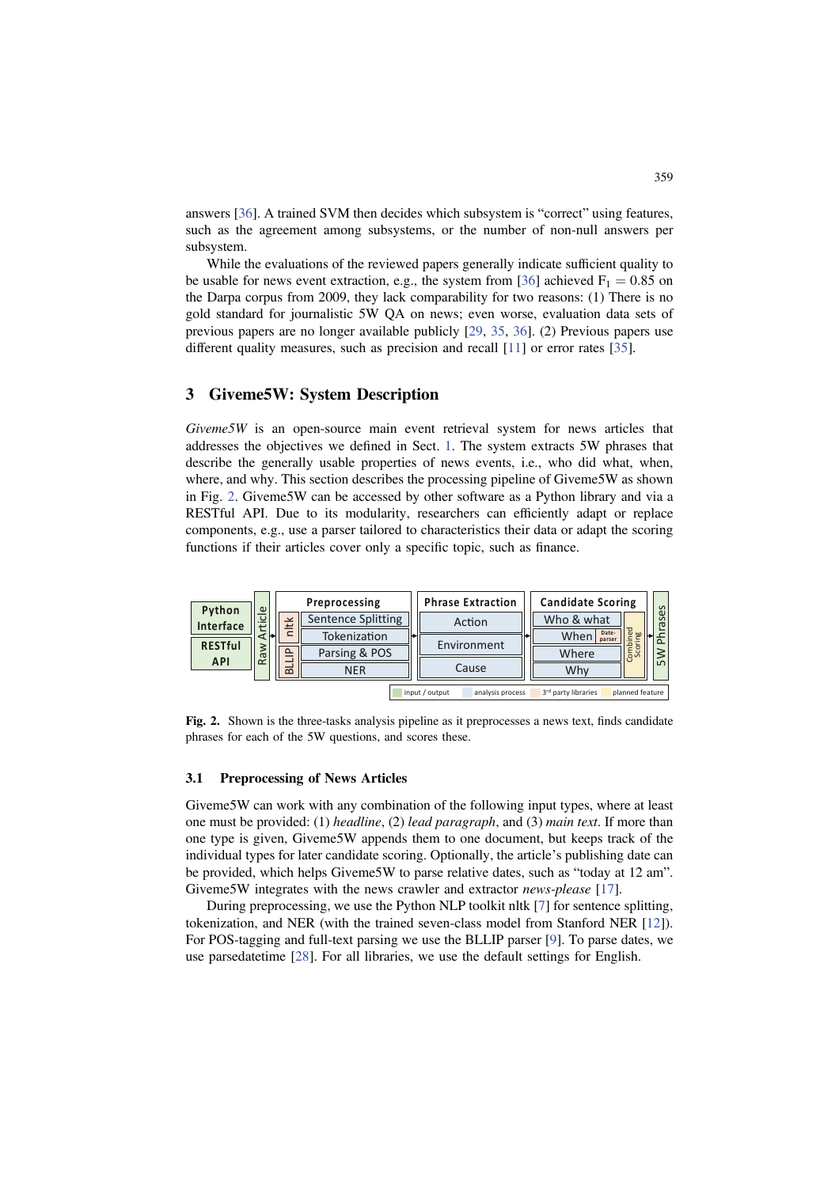answers [36]. A trained SVM then decides which subsystem is "correct" using features, such as the agreement among subsystems, or the number of non-null answers per subsystem.

While the evaluations of the reviewed papers generally indicate sufficient quality to be usable for news event extraction, e.g., the system from [36] achieved $F_1 = 0.85$ on the Darpa corpus from 2009, they lack comparability for two reasons: (1) There is no gold standard for journalistic 5W QA on news; even worse, evaluation data sets of previous papers are no longer available publicly [29, 35, 36]. (2) Previous papers use different quality measures, such as precision and recall [11] or error rates [35].

## 3 Giveme5W: System Description

*Giveme5W* is an open-source main event retrieval system for news articles that addresses the objectives we defined in Sect. 1. The system extracts 5W phrases that describe the generally usable properties of news events, i.e., who did what, when, where, and why. This section describes the processing pipeline of Giveme5W as shown in Fig. 2. Giveme5W can be accessed by other software as a Python library and via a RESTful API. Due to its modularity, researchers can efficiently adapt or replace components, e.g., use a parser tailored to characteristics their data or adapt the scoring functions if their articles cover only a specific topic, such as finance.

**Fig. 2.** Shown is the three-tasks analysis pipeline as it preprocesses a news text, finds candidate phrases for each of the 5W questions, and scores these.

### 3.1 Preprocessing of News Articles

Giveme5W can work with any combination of the following input types, where at least one must be provided: (1) *headline*, (2) *lead paragraph*, and (3) *main text*. If more than one type is given, Giveme5W appends them to one document, but keeps track of the individual types for later candidate scoring. Optionally, the article's publishing date can be provided, which helps Giveme5W to parse relative dates, such as "today at 12 am". Giveme5W integrates with the news crawler and extractor *news-please* [17].

During preprocessing, we use the Python NLP toolkit nltk [7] for sentence splitting, tokenization, and NER (with the trained seven-class model from Stanford NER [12]). For POS-tagging and full-text parsing we use the BLLIP parser [9]. To parse dates, we use parsedatetime [28]. For all libraries, we use the default settings for English.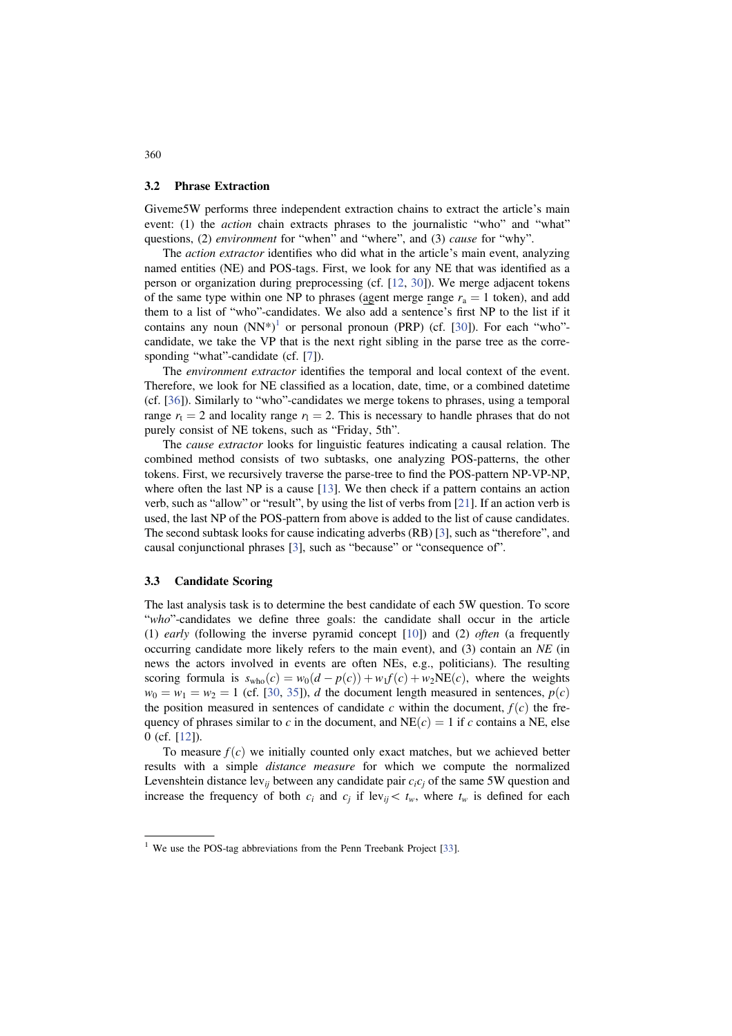### 3.2 Phrase Extraction

Giveme5W performs three independent extraction chains to extract the article's main event: (1) the *action* chain extracts phrases to the journalistic "who" and "what" questions, (2) *environment* for "when" and "where", and (3) *cause* for "why".

The *action extractor* identifies who did what in the article's main event, analyzing named entities (NE) and POS-tags. First, we look for any NE that was identified as a person or organization during preprocessing (cf. [12, 30]). We merge adjacent tokens of the same type within one NP to phrases (agent merge range $r_a = 1$ token), and add them to a list of "who"-candidates. We also add a sentence's first NP to the list if it contains any noun (NN*)[1] or personal pronoun (PRP) (cf. [30]). For each "who"-candidate, we take the VP that is the next right sibling in the parse tree as the corresponding "what"-candidate (cf. [7]).

The *environment extractor* identifies the temporal and local context of the event. Therefore, we look for NE classified as a location, date, time, or a combined datetime (cf. [36]). Similarly to "who"-candidates we merge tokens to phrases, using a temporal range $r_t = 2$ and locality range $r_l = 2$. This is necessary to handle phrases that do not purely consist of NE tokens, such as "Friday, 5th".

The *cause extractor* looks for linguistic features indicating a causal relation. The combined method consists of two subtasks, one analyzing POS-patterns, the other tokens. First, we recursively traverse the parse-tree to find the POS-pattern NP-VP-NP, where often the last NP is a cause [13]. We then check if a pattern contains an action verb, such as "allow" or "result", by using the list of verbs from [21]. If an action verb is used, the last NP of the POS-pattern from above is added to the list of cause candidates. The second subtask looks for cause indicating adverbs (RB) [3], such as "therefore", and causal conjunctional phrases [3], such as "because" or "consequence of".

### 3.3 Candidate Scoring

The last analysis task is to determine the best candidate of each 5W question. To score "*who*"-candidates we define three goals: the candidate shall occur in the article (1) *early* (following the inverse pyramid concept [10]) and (2) *often* (a frequently occurring candidate more likely refers to the main event), and (3) contain an *NE* (in news the actors involved in events are often NEs, e.g., politicians). The resulting scoring formula is $s_{\text{who}}(c) = w_0(d - p(c)) + w_1 f(c) + w_2 \text{NE}(c)$, where the weights $w_0 = w_1 = w_2 = 1$ (cf. [30, 35]), $d$ the document length measured in sentences, $p(c)$ the position measured in sentences of candidate $c$ within the document, $f(c)$ the frequency of phrases similar to $c$ in the document, and $\text{NE}(c) = 1$ if $c$ contains a NE, else 0 (cf. [12]).

To measure $f(c)$ we initially counted only exact matches, but we achieved better results with a simple *distance measure* for which we compute the normalized Levenshtein distance $\text{lev}_{ij}$ between any candidate pair $c_i c_j$ of the same 5W question and increase the frequency of both $c_i$ and $c_j$ if $\text{lev}_{ij} < t_w$, where $t_w$ is defined for each

[1] We use the POS-tag abbreviations from the Penn Treebank Project [33].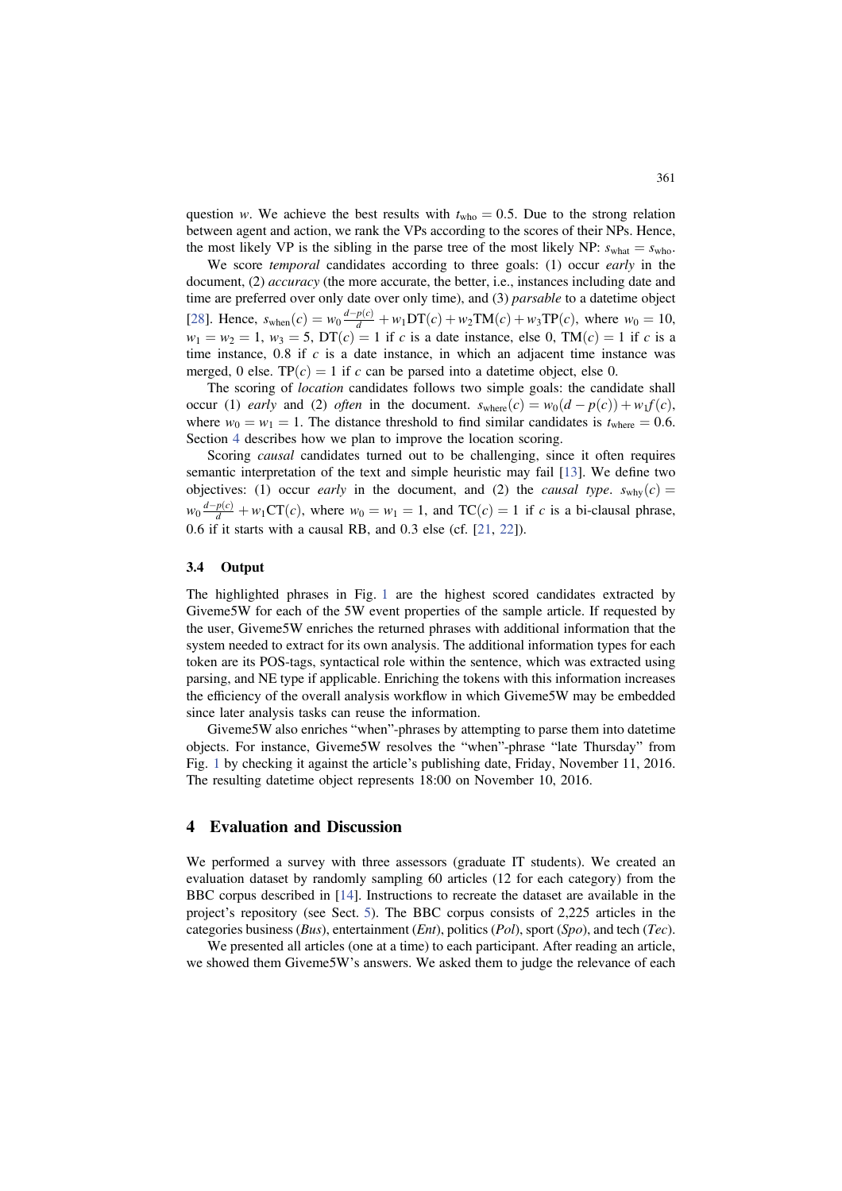question $w$. We achieve the best results with $t_{\text{who}} = 0.5$. Due to the strong relation between agent and action, we rank the VPs according to the scores of their NPs. Hence, the most likely VP is the sibling in the parse tree of the most likely NP: $s_{\text{what}} = s_{\text{who}}$.

We score *temporal* candidates according to three goals: (1) occur *early* in the document, (2) *accuracy* (the more accurate, the better, i.e., instances including date and time are preferred over only date over only time), and (3) *parsable* to a datetime object [28]. Hence, $s_{\text{when}}(c) = w_0 \frac{d-p(c)}{d} + w_1\text{DT}(c) + w_2\text{TM}(c) + w_3\text{TP}(c)$, where $w_0 = 10$, $w_1 = w_2 = 1$, $w_3 = 5$, $\text{DT}(c) = 1$ if $c$ is a date instance, else 0, $\text{TM}(c) = 1$ if $c$ is a time instance, 0.8 if $c$ is a date instance, in which an adjacent time instance was merged, 0 else. $\text{TP}(c) = 1$ if $c$ can be parsed into a datetime object, else 0.

The scoring of *location* candidates follows two simple goals: the candidate shall occur (1) *early* and (2) *often* in the document. $s_{\text{where}}(c) = w_0(d - p(c)) + w_1 f(c)$, where $w_0 = w_1 = 1$. The distance threshold to find similar candidates is $t_{\text{where}} = 0.6$. Section 4 describes how we plan to improve the location scoring.

Scoring *causal* candidates turned out to be challenging, since it often requires semantic interpretation of the text and simple heuristic may fail [13]. We define two objectives: (1) occur *early* in the document, and (2) the *causal type*. $s_{\text{why}}(c) = w_0 \frac{d-p(c)}{d} + w_1\text{CT}(c)$, where $w_0 = w_1 = 1$, and $\text{TC}(c) = 1$ if $c$ is a bi-clausal phrase, 0.6 if it starts with a causal RB, and 0.3 else (cf. [21, 22]).

### 3.4 Output

The highlighted phrases in Fig. 1 are the highest scored candidates extracted by Giveme5W for each of the 5W event properties of the sample article. If requested by the user, Giveme5W enriches the returned phrases with additional information that the system needed to extract for its own analysis. The additional information types for each token are its POS-tags, syntactical role within the sentence, which was extracted using parsing, and NE type if applicable. Enriching the tokens with this information increases the efficiency of the overall analysis workflow in which Giveme5W may be embedded since later analysis tasks can reuse the information.

Giveme5W also enriches "when"-phrases by attempting to parse them into datetime objects. For instance, Giveme5W resolves the "when"-phrase "late Thursday" from Fig. 1 by checking it against the article's publishing date, Friday, November 11, 2016. The resulting datetime object represents 18:00 on November 10, 2016.

## 4 Evaluation and Discussion

We performed a survey with three assessors (graduate IT students). We created an evaluation dataset by randomly sampling 60 articles (12 for each category) from the BBC corpus described in [14]. Instructions to recreate the dataset are available in the project's repository (see Sect. 5). The BBC corpus consists of 2,225 articles in the categories business (*Bus*), entertainment (*Ent*), politics (*Pol*), sport (*Spo*), and tech (*Tec*).

We presented all articles (one at a time) to each participant. After reading an article, we showed them Giveme5W's answers. We asked them to judge the relevance of each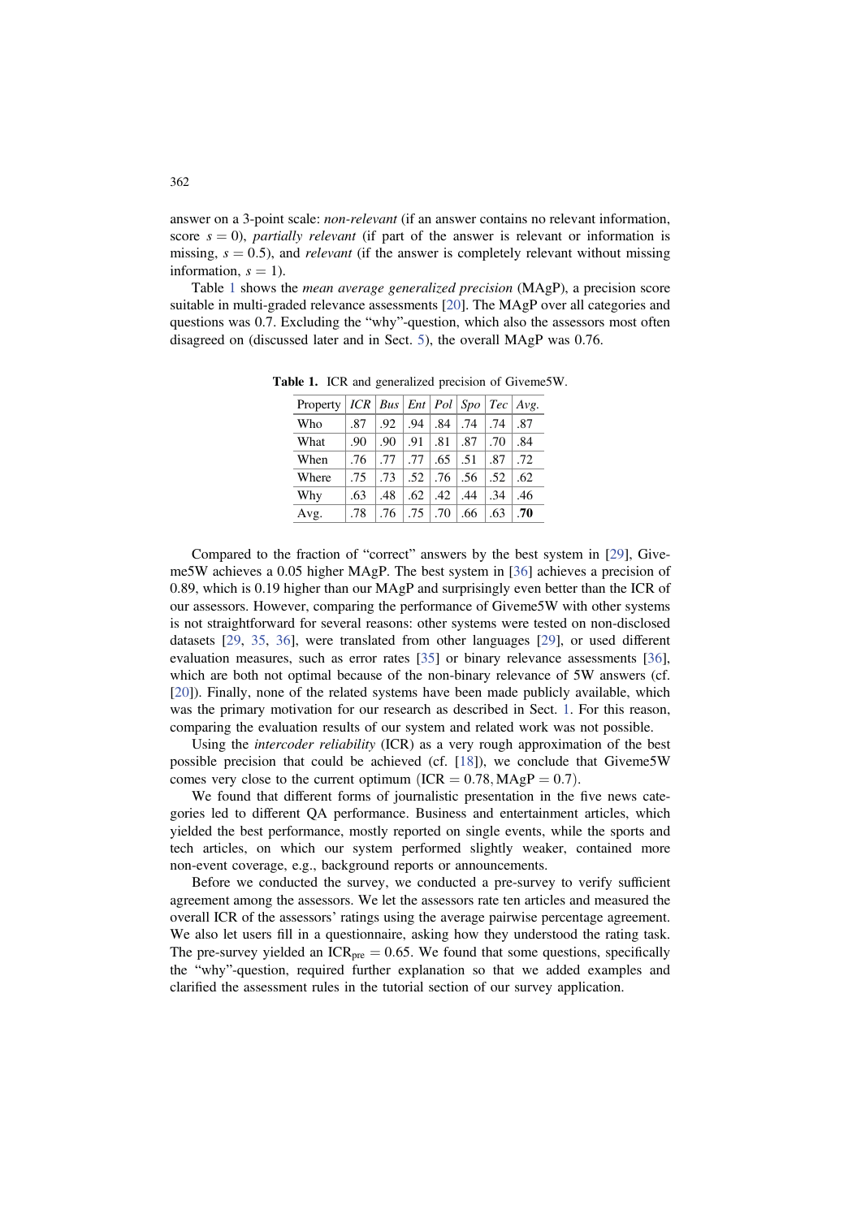answer on a 3-point scale: *non-relevant* (if an answer contains no relevant information, score $s = 0$), *partially relevant* (if part of the answer is relevant or information is missing, $s = 0.5$), and *relevant* (if the answer is completely relevant without missing information, $s = 1$).

Table 1 shows the *mean average generalized precision* (MAgP), a precision score suitable in multi-graded relevance assessments [20]. The MAgP over all categories and questions was 0.7. Excluding the "why"-question, which also the assessors most often disagreed on (discussed later and in Sect. 5), the overall MAgP was 0.76.

**Table 1.** ICR and generalized precision of Giveme5W.

| Property | *ICR* | *Bus* | *Ent* | *Pol* | *Spo* | *Tec* | *Avg.* |
|---|---|---|---|---|---|---|---|
| Who | .87 | .92 | .94 | .84 | .74 | .74 | .87 |
| What | .90 | .90 | .91 | .81 | .87 | .70 | .84 |
| When | .76 | .77 | .77 | .65 | .51 | .87 | .72 |
| Where | .75 | .73 | .52 | .76 | .56 | .52 | .62 |
| Why | .63 | .48 | .62 | .42 | .44 | .34 | .46 |
| Avg. | .78 | .76 | .75 | .70 | .66 | .63 | **.70** |

Compared to the fraction of "correct" answers by the best system in [29], Giveme5W achieves a 0.05 higher MAgP. The best system in [36] achieves a precision of 0.89, which is 0.19 higher than our MAgP and surprisingly even better than the ICR of our assessors. However, comparing the performance of Giveme5W with other systems is not straightforward for several reasons: other systems were tested on non-disclosed datasets [29, 35, 36], were translated from other languages [29], or used different evaluation measures, such as error rates [35] or binary relevance assessments [36], which are both not optimal because of the non-binary relevance of 5W answers (cf. [20]). Finally, none of the related systems have been made publicly available, which was the primary motivation for our research as described in Sect. 1. For this reason, comparing the evaluation results of our system and related work was not possible.

Using the *intercoder reliability* (ICR) as a very rough approximation of the best possible precision that could be achieved (cf. [18]), we conclude that Giveme5W comes very close to the current optimum $(\text{ICR} = 0.78, \text{MAgP} = 0.7)$.

We found that different forms of journalistic presentation in the five news categories led to different QA performance. Business and entertainment articles, which yielded the best performance, mostly reported on single events, while the sports and tech articles, on which our system performed slightly weaker, contained more non-event coverage, e.g., background reports or announcements.

Before we conducted the survey, we conducted a pre-survey to verify sufficient agreement among the assessors. We let the assessors rate ten articles and measured the overall ICR of the assessors' ratings using the average pairwise percentage agreement. We also let users fill in a questionnaire, asking how they understood the rating task. The pre-survey yielded an $\text{ICR}_{\text{pre}} = 0.65$. We found that some questions, specifically the "why"-question, required further explanation so that we added examples and clarified the assessment rules in the tutorial section of our survey application.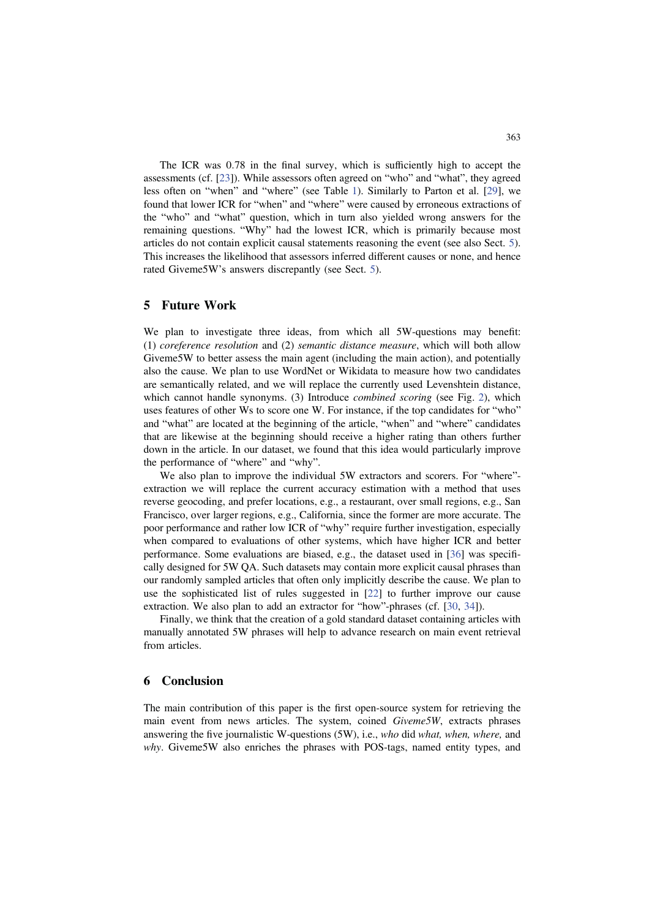The ICR was 0.78 in the final survey, which is sufficiently high to accept the assessments (cf. [23]). While assessors often agreed on "who" and "what", they agreed less often on "when" and "where" (see Table 1). Similarly to Parton et al. [29], we found that lower ICR for "when" and "where" were caused by erroneous extractions of the "who" and "what" question, which in turn also yielded wrong answers for the remaining questions. "Why" had the lowest ICR, which is primarily because most articles do not contain explicit causal statements reasoning the event (see also Sect. 5). This increases the likelihood that assessors inferred different causes or none, and hence rated Giveme5W's answers discrepantly (see Sect. 5).

## 5 Future Work

We plan to investigate three ideas, from which all 5W-questions may benefit: (1) *coreference resolution* and (2) *semantic distance measure*, which will both allow Giveme5W to better assess the main agent (including the main action), and potentially also the cause. We plan to use WordNet or Wikidata to measure how two candidates are semantically related, and we will replace the currently used Levenshtein distance, which cannot handle synonyms. (3) Introduce *combined scoring* (see Fig. 2), which uses features of other Ws to score one W. For instance, if the top candidates for "who" and "what" are located at the beginning of the article, "when" and "where" candidates that are likewise at the beginning should receive a higher rating than others further down in the article. In our dataset, we found that this idea would particularly improve the performance of "where" and "why".

We also plan to improve the individual 5W extractors and scorers. For "where"-extraction we will replace the current accuracy estimation with a method that uses reverse geocoding, and prefer locations, e.g., a restaurant, over small regions, e.g., San Francisco, over larger regions, e.g., California, since the former are more accurate. The poor performance and rather low ICR of "why" require further investigation, especially when compared to evaluations of other systems, which have higher ICR and better performance. Some evaluations are biased, e.g., the dataset used in [36] was specifically designed for 5W QA. Such datasets may contain more explicit causal phrases than our randomly sampled articles that often only implicitly describe the cause. We plan to use the sophisticated list of rules suggested in [22] to further improve our cause extraction. We also plan to add an extractor for "how"-phrases (cf. [30, 34]).

Finally, we think that the creation of a gold standard dataset containing articles with manually annotated 5W phrases will help to advance research on main event retrieval from articles.

## 6 Conclusion

The main contribution of this paper is the first open-source system for retrieving the main event from news articles. The system, coined *Giveme5W*, extracts phrases answering the five journalistic W-questions (5W), i.e., *who* did *what, when, where,* and *why*. Giveme5W also enriches the phrases with POS-tags, named entity types, and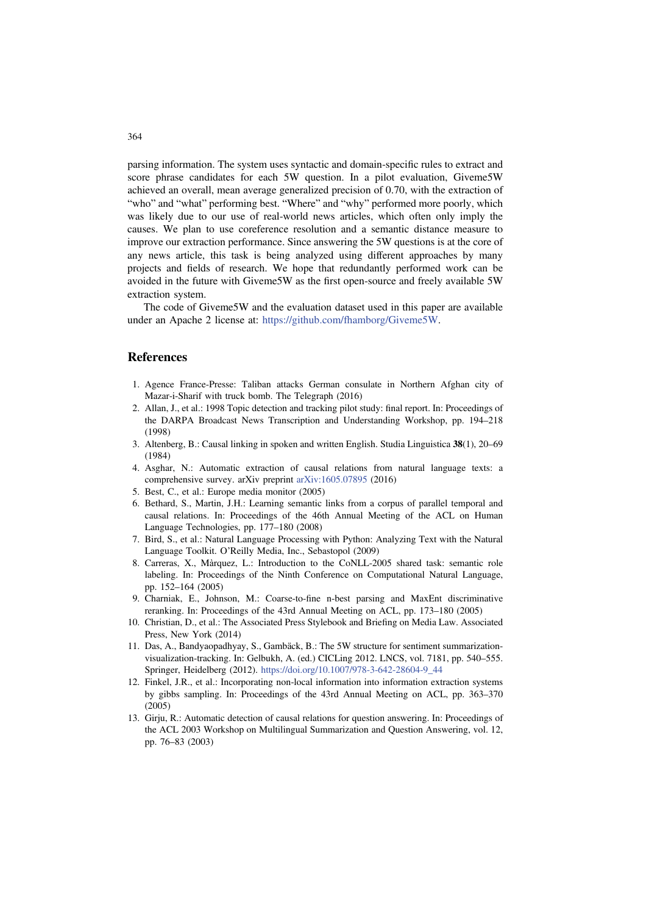parsing information. The system uses syntactic and domain-specific rules to extract and score phrase candidates for each 5W question. In a pilot evaluation, Giveme5W achieved an overall, mean average generalized precision of 0.70, with the extraction of "who" and "what" performing best. "Where" and "why" performed more poorly, which was likely due to our use of real-world news articles, which often only imply the causes. We plan to use coreference resolution and a semantic distance measure to improve our extraction performance. Since answering the 5W questions is at the core of any news article, this task is being analyzed using different approaches by many projects and fields of research. We hope that redundantly performed work can be avoided in the future with Giveme5W as the first open-source and freely available 5W extraction system.

The code of Giveme5W and the evaluation dataset used in this paper are available under an Apache 2 license at: https://github.com/fhamborg/Giveme5W.

## References

1. Agence France-Presse: Taliban attacks German consulate in Northern Afghan city of Mazar-i-Sharif with truck bomb. The Telegraph (2016)
2. Allan, J., et al.: 1998 Topic detection and tracking pilot study: final report. In: Proceedings of the DARPA Broadcast News Transcription and Understanding Workshop, pp. 194–218 (1998)
3. Altenberg, B.: Causal linking in spoken and written English. Studia Linguistica **38**(1), 20–69 (1984)
4. Asghar, N.: Automatic extraction of causal relations from natural language texts: a comprehensive survey. arXiv preprint arXiv:1605.07895 (2016)
5. Best, C., et al.: Europe media monitor (2005)
6. Bethard, S., Martin, J.H.: Learning semantic links from a corpus of parallel temporal and causal relations. In: Proceedings of the 46th Annual Meeting of the ACL on Human Language Technologies, pp. 177–180 (2008)
7. Bird, S., et al.: Natural Language Processing with Python: Analyzing Text with the Natural Language Toolkit. O'Reilly Media, Inc., Sebastopol (2009)
8. Carreras, X., Màrquez, L.: Introduction to the CoNLL-2005 shared task: semantic role labeling. In: Proceedings of the Ninth Conference on Computational Natural Language, pp. 152–164 (2005)
9. Charniak, E., Johnson, M.: Coarse-to-fine n-best parsing and MaxEnt discriminative reranking. In: Proceedings of the 43rd Annual Meeting on ACL, pp. 173–180 (2005)
10. Christian, D., et al.: The Associated Press Stylebook and Briefing on Media Law. Associated Press, New York (2014)
11. Das, A., Bandyaopadhyay, S., Gambäck, B.: The 5W structure for sentiment summarization-visualization-tracking. In: Gelbukh, A. (ed.) CICLing 2012. LNCS, vol. 7181, pp. 540–555. Springer, Heidelberg (2012). https://doi.org/10.1007/978-3-642-28604-9_44
12. Finkel, J.R., et al.: Incorporating non-local information into information extraction systems by gibbs sampling. In: Proceedings of the 43rd Annual Meeting on ACL, pp. 363–370 (2005)
13. Girju, R.: Automatic detection of causal relations for question answering. In: Proceedings of the ACL 2003 Workshop on Multilingual Summarization and Question Answering, vol. 12, pp. 76–83 (2003)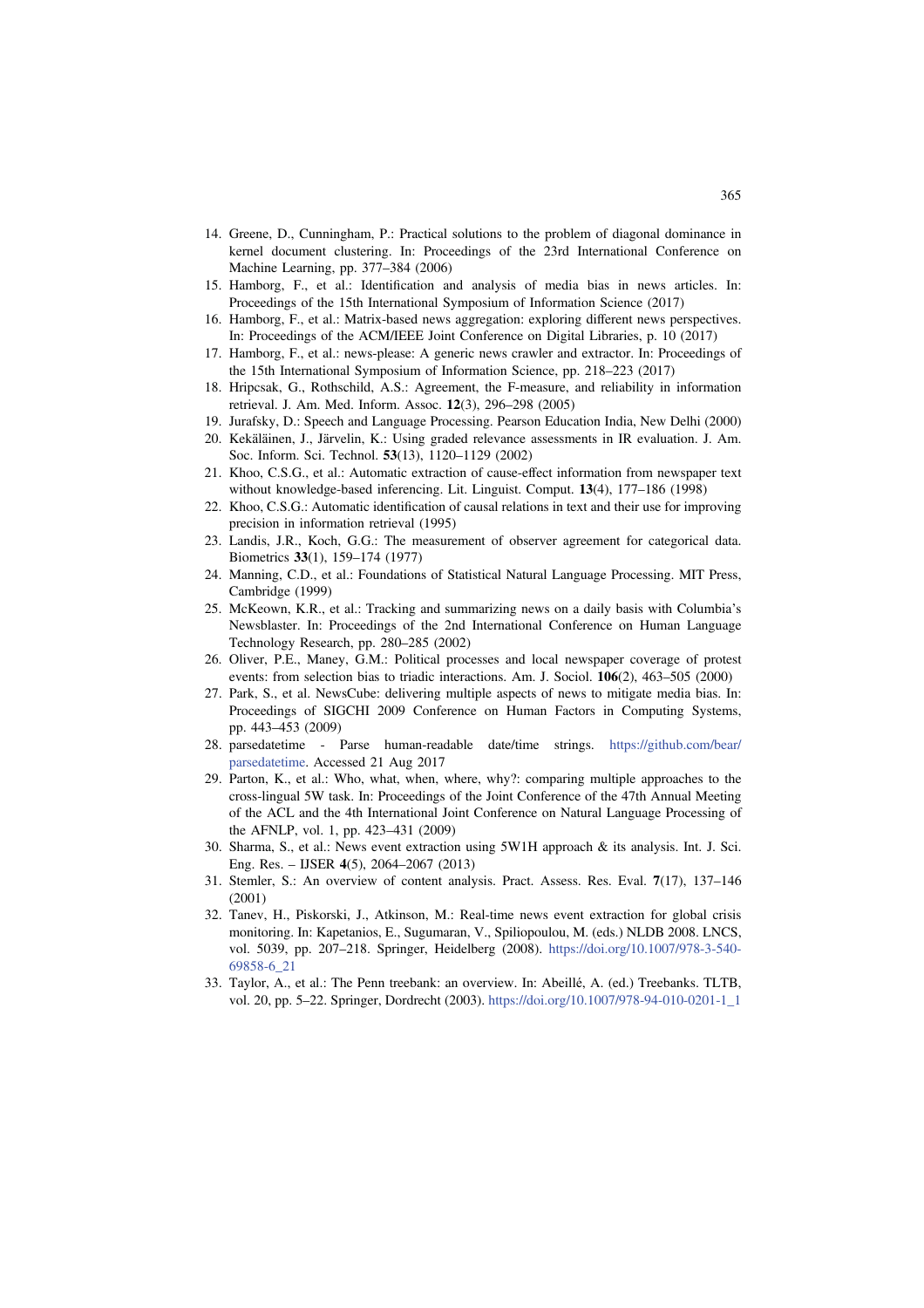14. Greene, D., Cunningham, P.: Practical solutions to the problem of diagonal dominance in kernel document clustering. In: Proceedings of the 23rd International Conference on Machine Learning, pp. 377–384 (2006)
15. Hamborg, F., et al.: Identification and analysis of media bias in news articles. In: Proceedings of the 15th International Symposium of Information Science (2017)
16. Hamborg, F., et al.: Matrix-based news aggregation: exploring different news perspectives. In: Proceedings of the ACM/IEEE Joint Conference on Digital Libraries, p. 10 (2017)
17. Hamborg, F., et al.: news-please: A generic news crawler and extractor. In: Proceedings of the 15th International Symposium of Information Science, pp. 218–223 (2017)
18. Hripcsak, G., Rothschild, A.S.: Agreement, the F-measure, and reliability in information retrieval. J. Am. Med. Inform. Assoc. **12**(3), 296–298 (2005)
19. Jurafsky, D.: Speech and Language Processing. Pearson Education India, New Delhi (2000)
20. Kekäläinen, J., Järvelin, K.: Using graded relevance assessments in IR evaluation. J. Am. Soc. Inform. Sci. Technol. **53**(13), 1120–1129 (2002)
21. Khoo, C.S.G., et al.: Automatic extraction of cause-effect information from newspaper text without knowledge-based inferencing. Lit. Linguist. Comput. **13**(4), 177–186 (1998)
22. Khoo, C.S.G.: Automatic identification of causal relations in text and their use for improving precision in information retrieval (1995)
23. Landis, J.R., Koch, G.G.: The measurement of observer agreement for categorical data. Biometrics **33**(1), 159–174 (1977)
24. Manning, C.D., et al.: Foundations of Statistical Natural Language Processing. MIT Press, Cambridge (1999)
25. McKeown, K.R., et al.: Tracking and summarizing news on a daily basis with Columbia's Newsblaster. In: Proceedings of the 2nd International Conference on Human Language Technology Research, pp. 280–285 (2002)
26. Oliver, P.E., Maney, G.M.: Political processes and local newspaper coverage of protest events: from selection bias to triadic interactions. Am. J. Sociol. **106**(2), 463–505 (2000)
27. Park, S., et al. NewsCube: delivering multiple aspects of news to mitigate media bias. In: Proceedings of SIGCHI 2009 Conference on Human Factors in Computing Systems, pp. 443–453 (2009)
28. parsedatetime - Parse human-readable date/time strings. https://github.com/bear/parsedatetime. Accessed 21 Aug 2017
29. Parton, K., et al.: Who, what, when, where, why?: comparing multiple approaches to the cross-lingual 5W task. In: Proceedings of the Joint Conference of the 47th Annual Meeting of the ACL and the 4th International Joint Conference on Natural Language Processing of the AFNLP, vol. 1, pp. 423–431 (2009)
30. Sharma, S., et al.: News event extraction using 5W1H approach & its analysis. Int. J. Sci. Eng. Res. – IJSER **4**(5), 2064–2067 (2013)
31. Stemler, S.: An overview of content analysis. Pract. Assess. Res. Eval. **7**(17), 137–146 (2001)
32. Tanev, H., Piskorski, J., Atkinson, M.: Real-time news event extraction for global crisis monitoring. In: Kapetanios, E., Sugumaran, V., Spiliopoulou, M. (eds.) NLDB 2008. LNCS, vol. 5039, pp. 207–218. Springer, Heidelberg (2008). https://doi.org/10.1007/978-3-540-69858-6_21
33. Taylor, A., et al.: The Penn treebank: an overview. In: Abeillé, A. (ed.) Treebanks. TLTB, vol. 20, pp. 5–22. Springer, Dordrecht (2003). https://doi.org/10.1007/978-94-010-0201-1_1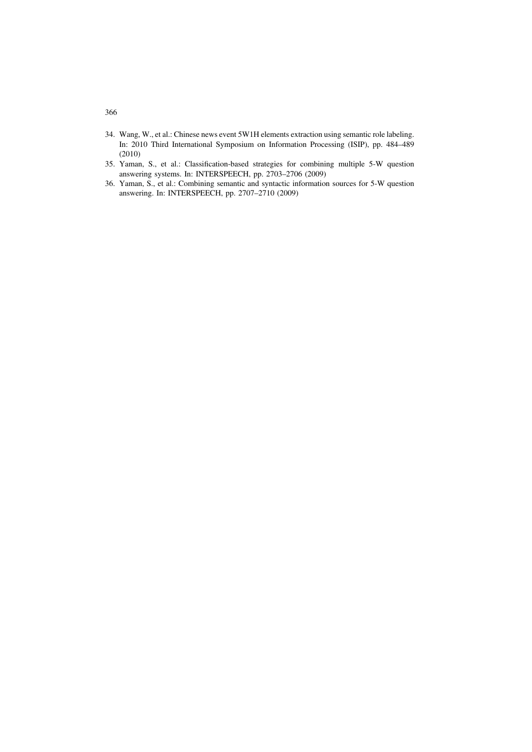34. Wang, W., et al.: Chinese news event 5W1H elements extraction using semantic role labeling. In: 2010 Third International Symposium on Information Processing (ISIP), pp. 484–489 (2010)
35. Yaman, S., et al.: Classification-based strategies for combining multiple 5-W question answering systems. In: INTERSPEECH, pp. 2703–2706 (2009)
36. Yaman, S., et al.: Combining semantic and syntactic information sources for 5-W question answering. In: INTERSPEECH, pp. 2707–2710 (2009)